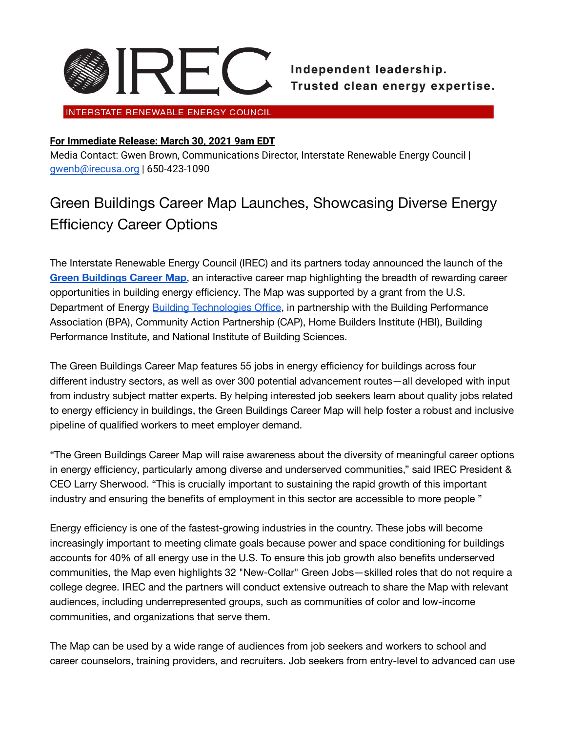IREC

**Independent leadership.**
**Trusted clean energy expertise.**

INTERSTATE RENEWABLE ENERGY COUNCIL

**For Immediate Release: March 30, 2021 9am EDT**

Media Contact: Gwen Brown, Communications Director, Interstate Renewable Energy Council | gwenb@irecusa.org | 650-423-1090

# Green Buildings Career Map Launches, Showcasing Diverse Energy Efficiency Career Options

The Interstate Renewable Energy Council (IREC) and its partners today announced the launch of the **Green Buildings Career Map**, an interactive career map highlighting the breadth of rewarding career opportunities in building energy efficiency. The Map was supported by a grant from the U.S. Department of Energy Building Technologies Office, in partnership with the Building Performance Association (BPA), Community Action Partnership (CAP), Home Builders Institute (HBI), Building Performance Institute, and National Institute of Building Sciences.

The Green Buildings Career Map features 55 jobs in energy efficiency for buildings across four different industry sectors, as well as over 300 potential advancement routes—all developed with input from industry subject matter experts. By helping interested job seekers learn about quality jobs related to energy efficiency in buildings, the Green Buildings Career Map will help foster a robust and inclusive pipeline of qualified workers to meet employer demand.

"The Green Buildings Career Map will raise awareness about the diversity of meaningful career options in energy efficiency, particularly among diverse and underserved communities," said IREC President & CEO Larry Sherwood. "This is crucially important to sustaining the rapid growth of this important industry and ensuring the benefits of employment in this sector are accessible to more people "

Energy efficiency is one of the fastest-growing industries in the country. These jobs will become increasingly important to meeting climate goals because power and space conditioning for buildings accounts for 40% of all energy use in the U.S. To ensure this job growth also benefits underserved communities, the Map even highlights 32 "New-Collar" Green Jobs—skilled roles that do not require a college degree. IREC and the partners will conduct extensive outreach to share the Map with relevant audiences, including underrepresented groups, such as communities of color and low-income communities, and organizations that serve them.

The Map can be used by a wide range of audiences from job seekers and workers to school and career counselors, training providers, and recruiters. Job seekers from entry-level to advanced can use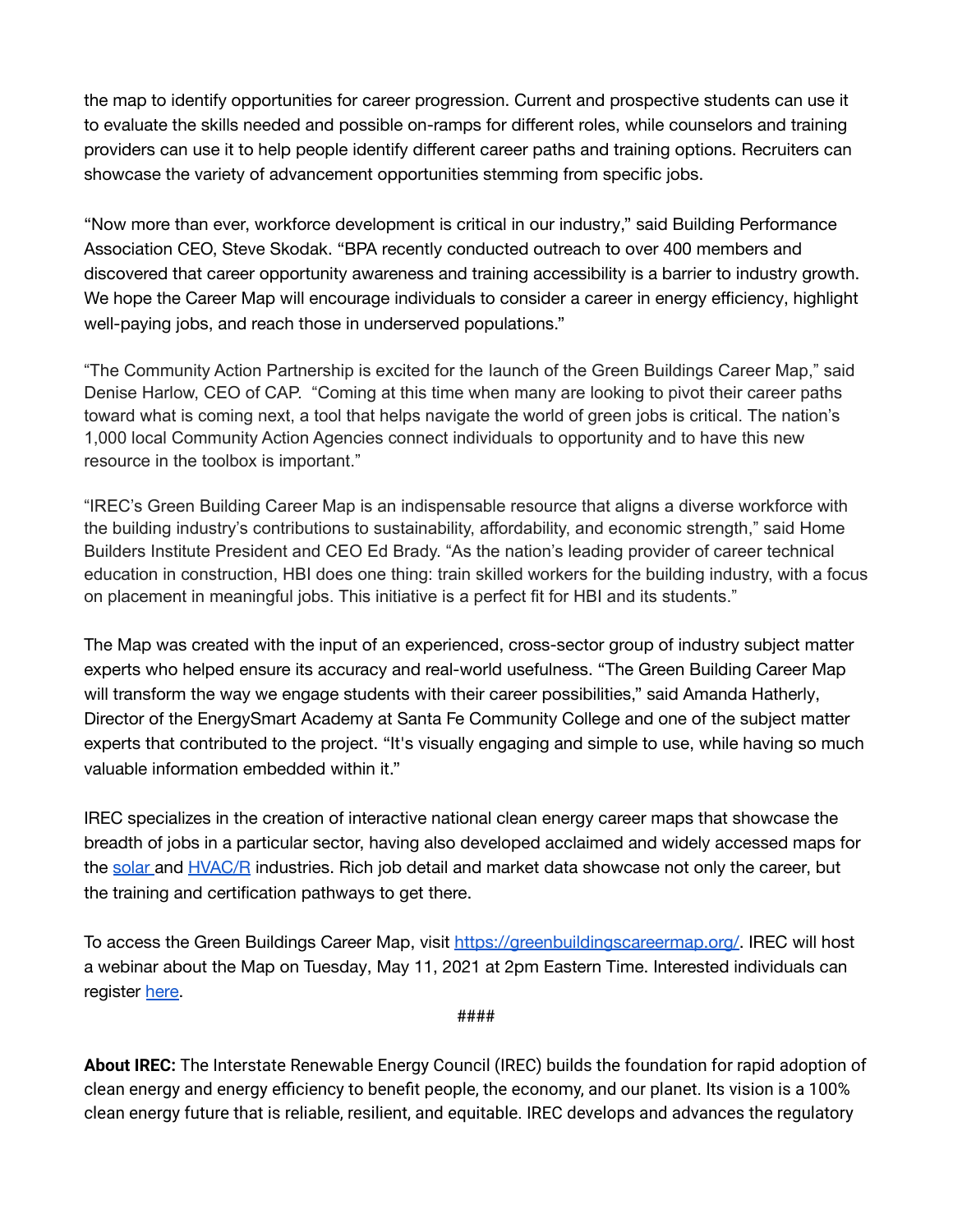the map to identify opportunities for career progression. Current and prospective students can use it to evaluate the skills needed and possible on-ramps for different roles, while counselors and training providers can use it to help people identify different career paths and training options. Recruiters can showcase the variety of advancement opportunities stemming from specific jobs.

“Now more than ever, workforce development is critical in our industry,” said Building Performance Association CEO, Steve Skodak. “BPA recently conducted outreach to over 400 members and discovered that career opportunity awareness and training accessibility is a barrier to industry growth. We hope the Career Map will encourage individuals to consider a career in energy efficiency, highlight well-paying jobs, and reach those in underserved populations.”

“The Community Action Partnership is excited for the launch of the Green Buildings Career Map,” said Denise Harlow, CEO of CAP. “Coming at this time when many are looking to pivot their career paths toward what is coming next, a tool that helps navigate the world of green jobs is critical. The nation’s 1,000 local Community Action Agencies connect individuals to opportunity and to have this new resource in the toolbox is important.”

“IREC’s Green Building Career Map is an indispensable resource that aligns a diverse workforce with the building industry’s contributions to sustainability, affordability, and economic strength,” said Home Builders Institute President and CEO Ed Brady. “As the nation’s leading provider of career technical education in construction, HBI does one thing: train skilled workers for the building industry, with a focus on placement in meaningful jobs. This initiative is a perfect fit for HBI and its students.”

The Map was created with the input of an experienced, cross-sector group of industry subject matter experts who helped ensure its accuracy and real-world usefulness. “The Green Building Career Map will transform the way we engage students with their career possibilities,” said Amanda Hatherly, Director of the EnergySmart Academy at Santa Fe Community College and one of the subject matter experts that contributed to the project. “It's visually engaging and simple to use, while having so much valuable information embedded within it.”

IREC specializes in the creation of interactive national clean energy career maps that showcase the breadth of jobs in a particular sector, having also developed acclaimed and widely accessed maps for the solar and HVAC/R industries. Rich job detail and market data showcase not only the career, but the training and certification pathways to get there.

To access the Green Buildings Career Map, visit https://greenbuildingscareermap.org/. IREC will host a webinar about the Map on Tuesday, May 11, 2021 at 2pm Eastern Time. Interested individuals can register here.

####

**About IREC:** The Interstate Renewable Energy Council (IREC) builds the foundation for rapid adoption of clean energy and energy efficiency to benefit people, the economy, and our planet. Its vision is a 100% clean energy future that is reliable, resilient, and equitable. IREC develops and advances the regulatory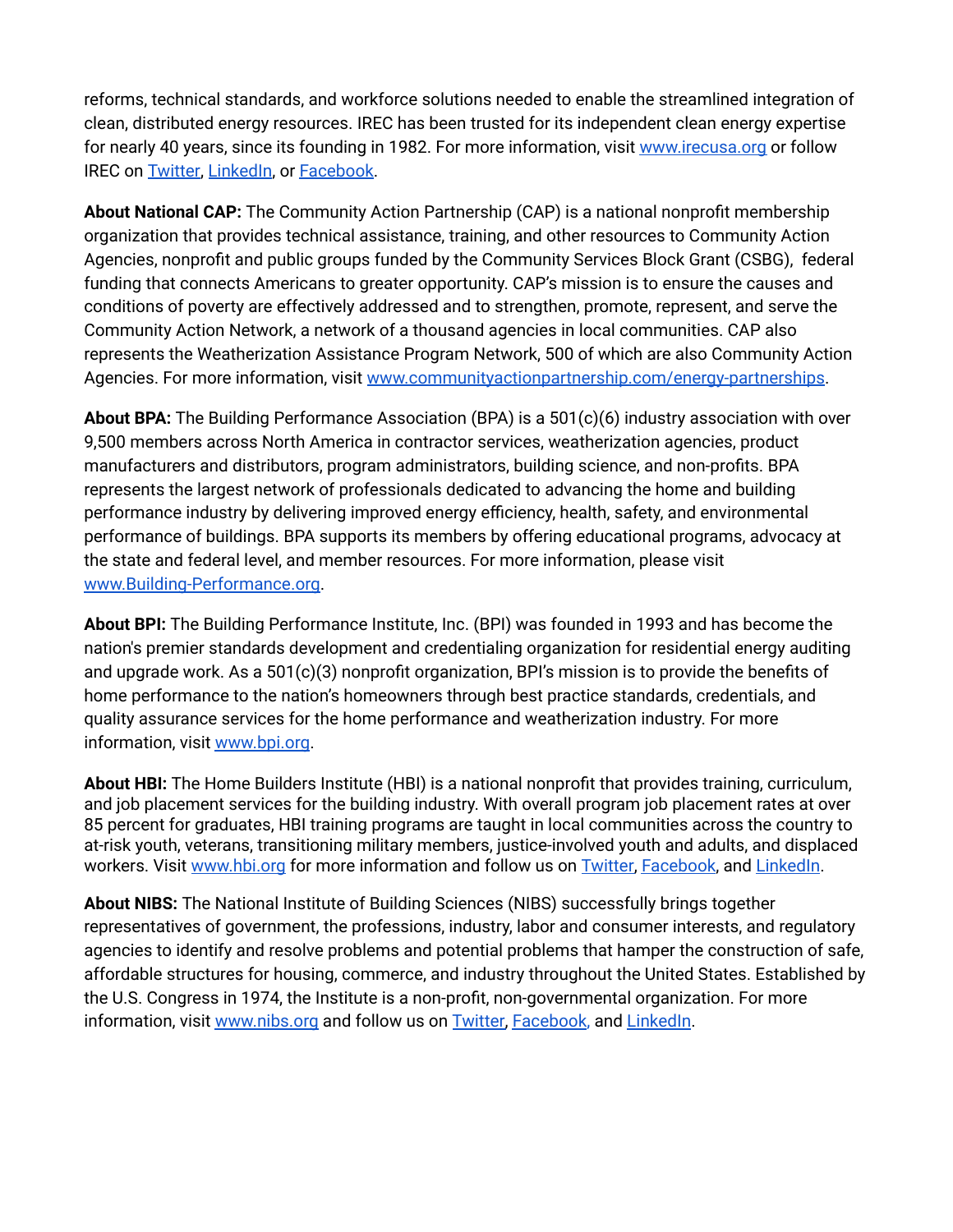reforms, technical standards, and workforce solutions needed to enable the streamlined integration of clean, distributed energy resources. IREC has been trusted for its independent clean energy expertise for nearly 40 years, since its founding in 1982. For more information, visit www.irecusa.org or follow IREC on Twitter, LinkedIn, or Facebook.

**About National CAP:** The Community Action Partnership (CAP) is a national nonprofit membership organization that provides technical assistance, training, and other resources to Community Action Agencies, nonprofit and public groups funded by the Community Services Block Grant (CSBG), federal funding that connects Americans to greater opportunity. CAP's mission is to ensure the causes and conditions of poverty are effectively addressed and to strengthen, promote, represent, and serve the Community Action Network, a network of a thousand agencies in local communities. CAP also represents the Weatherization Assistance Program Network, 500 of which are also Community Action Agencies. For more information, visit www.communityactionpartnership.com/energy-partnerships.

**About BPA:** The Building Performance Association (BPA) is a 501(c)(6) industry association with over 9,500 members across North America in contractor services, weatherization agencies, product manufacturers and distributors, program administrators, building science, and non-profits. BPA represents the largest network of professionals dedicated to advancing the home and building performance industry by delivering improved energy efficiency, health, safety, and environmental performance of buildings. BPA supports its members by offering educational programs, advocacy at the state and federal level, and member resources. For more information, please visit www.Building-Performance.org.

**About BPI:** The Building Performance Institute, Inc. (BPI) was founded in 1993 and has become the nation's premier standards development and credentialing organization for residential energy auditing and upgrade work. As a 501(c)(3) nonprofit organization, BPI's mission is to provide the benefits of home performance to the nation's homeowners through best practice standards, credentials, and quality assurance services for the home performance and weatherization industry. For more information, visit www.bpi.org.

**About HBI:** The Home Builders Institute (HBI) is a national nonprofit that provides training, curriculum, and job placement services for the building industry. With overall program job placement rates at over 85 percent for graduates, HBI training programs are taught in local communities across the country to at-risk youth, veterans, transitioning military members, justice-involved youth and adults, and displaced workers. Visit www.hbi.org for more information and follow us on Twitter, Facebook, and LinkedIn.

**About NIBS:** The National Institute of Building Sciences (NIBS) successfully brings together representatives of government, the professions, industry, labor and consumer interests, and regulatory agencies to identify and resolve problems and potential problems that hamper the construction of safe, affordable structures for housing, commerce, and industry throughout the United States. Established by the U.S. Congress in 1974, the Institute is a non-profit, non-governmental organization. For more information, visit www.nibs.org and follow us on Twitter, Facebook, and LinkedIn.